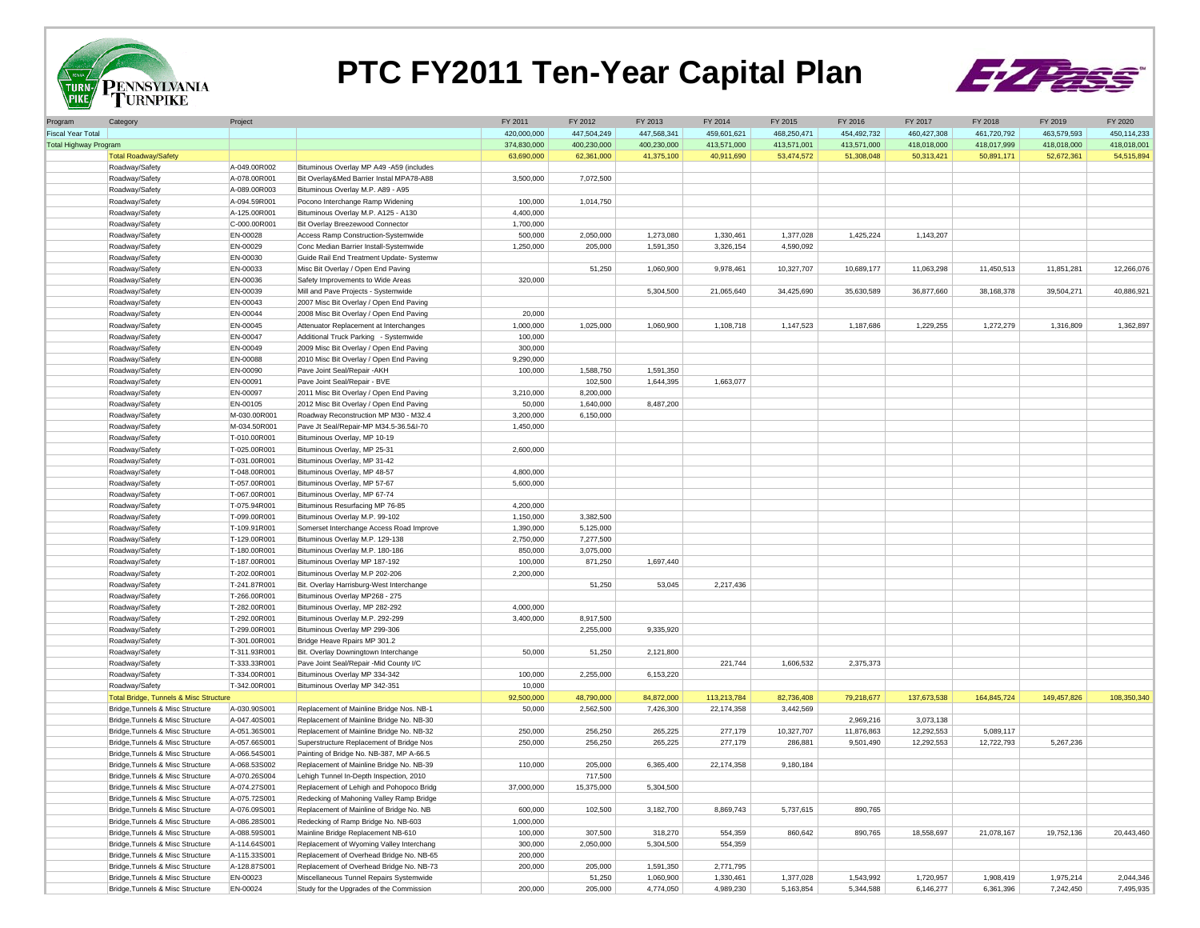# PTC FY2011 Ten-Year Capital Plan

| Program | Category | Project | | FY 2011 | FY 2012 | FY 2013 | FY 2014 | FY 2015 | FY 2016 | FY 2017 | FY 2018 | FY 2019 | FY 2020 |
|---|---|---|---|---|---|---|---|---|---|---|---|---|---|
| Fiscal Year Total | | | | 420,000,000 | 447,504,249 | 447,568,341 | 459,601,621 | 468,250,471 | 454,492,732 | 460,427,308 | 461,720,792 | 463,579,593 | 450,114,233 |
| Total Highway Program | | | | 374,830,000 | 400,230,000 | 400,230,000 | 413,571,000 | 413,571,001 | 413,571,000 | 418,018,000 | 418,017,999 | 418,018,000 | 418,018,001 |
| | Total Roadway/Safety | | | 63,690,000 | 62,361,000 | 41,375,100 | 40,911,690 | 53,474,572 | 51,308,048 | 50,313,421 | 50,891,171 | 52,672,361 | 54,515,894 |
| | Roadway/Safety | A-049.00R002 | Bituminous Overlay MP A49 -A59 (includes | | | | | | | | | | |
| | Roadway/Safety | A-078.00R001 | Bit Overlay&Med Barrier Instal MPA78-A88 | 3,500,000 | 7,072,500 | | | | | | | | |
| | Roadway/Safety | A-089.00R003 | Bituminous Overlay M.P. A89 - A95 | | | | | | | | | | |
| | Roadway/Safety | A-094.59R001 | Pocono Interchange Ramp Widening | 100,000 | 1,014,750 | | | | | | | | |
| | Roadway/Safety | A-125.00R001 | Bituminous Overlay M.P. A125 - A130 | 4,400,000 | | | | | | | | | |
| | Roadway/Safety | C-000.00R001 | Bit Overlay Breezewood Connector | 1,700,000 | | | | | | | | | |
| | Roadway/Safety | EN-00028 | Access Ramp Construction-Systemwide | 500,000 | 2,050,000 | 1,273,080 | 1,330,461 | 1,377,028 | 1,425,224 | 1,143,207 | | | |
| | Roadway/Safety | EN-00029 | Conc Median Barrier Install-Systemwide | 1,250,000 | 205,000 | 1,591,350 | 3,326,154 | 4,590,092 | | | | | |
| | Roadway/Safety | EN-00030 | Guide Rail End Treatment Update- Systemw | | | | | | | | | | |
| | Roadway/Safety | EN-00033 | Misc Bit Overlay / Open End Paving | | 51,250 | 1,060,900 | 9,978,461 | 10,327,707 | 10,689,177 | 11,063,298 | 11,450,513 | 11,851,281 | 12,266,076 |
| | Roadway/Safety | EN-00036 | Safety Improvements to Wide Areas | 320,000 | | | | | | | | | |
| | Roadway/Safety | EN-00039 | Mill and Pave Projects - Systemwide | | | 5,304,500 | 21,065,640 | 34,425,690 | 35,630,589 | 36,877,660 | 38,168,378 | 39,504,271 | 40,886,921 |
| | Roadway/Safety | EN-00043 | 2007 Misc Bit Overlay / Open End Paving | | | | | | | | | | |
| | Roadway/Safety | EN-00044 | 2008 Misc Bit Overlay / Open End Paving | 20,000 | | | | | | | | | |
| | Roadway/Safety | EN-00045 | Attenuator Replacement at Interchanges | 1,000,000 | 1,025,000 | 1,060,900 | 1,108,718 | 1,147,523 | 1,187,686 | 1,229,255 | 1,272,279 | 1,316,809 | 1,362,897 |
| | Roadway/Safety | EN-00047 | Additional Truck Parking - Systemwide | 100,000 | | | | | | | | | |
| | Roadway/Safety | EN-00049 | 2009 Misc Bit Overlay / Open End Paving | 300,000 | | | | | | | | | |
| | Roadway/Safety | EN-00088 | 2010 Misc Bit Overlay / Open End Paving | 9,290,000 | | | | | | | | | |
| | Roadway/Safety | EN-00090 | Pave Joint Seal/Repair -AKH | 100,000 | 1,588,750 | 1,591,350 | | | | | | | |
| | Roadway/Safety | EN-00091 | Pave Joint Seal/Repair - BVE | | 102,500 | 1,644,395 | 1,663,077 | | | | | | |
| | Roadway/Safety | EN-00097 | 2011 Misc Bit Overlay / Open End Paving | 3,210,000 | 8,200,000 | | | | | | | | |
| | Roadway/Safety | EN-00105 | 2012 Misc Bit Overlay / Open End Paving | 50,000 | 1,640,000 | 8,487,200 | | | | | | | |
| | Roadway/Safety | M-030.00R001 | Roadway Reconstruction MP M30 - M32.4 | 3,200,000 | 6,150,000 | | | | | | | | |
| | Roadway/Safety | M-034.50R001 | Pave Jt Seal/Repair-MP M34.5-36.5&I-70 | 1,450,000 | | | | | | | | | |
| | Roadway/Safety | T-010.00R001 | Bituminous Overlay, MP 10-19 | | | | | | | | | | |
| | Roadway/Safety | T-025.00R001 | Bituminous Overlay, MP 25-31 | 2,600,000 | | | | | | | | | |
| | Roadway/Safety | T-031.00R001 | Bituminous Overlay, MP 31-42 | | | | | | | | | | |
| | Roadway/Safety | T-048.00R001 | Bituminous Overlay, MP 48-57 | 4,800,000 | | | | | | | | | |
| | Roadway/Safety | T-057.00R001 | Bituminous Overlay, MP 57-67 | 5,600,000 | | | | | | | | | |
| | Roadway/Safety | T-067.00R001 | Bituminous Overlay, MP 67-74 | | | | | | | | | | |
| | Roadway/Safety | T-075.94R001 | Bituminous Resurfacing MP 76-85 | 4,200,000 | | | | | | | | | |
| | Roadway/Safety | T-099.00R001 | Bituminous Overlay M.P. 99-102 | 1,150,000 | 3,382,500 | | | | | | | | |
| | Roadway/Safety | T-109.91R001 | Somerset Interchange Access Road Improve | 1,390,000 | 5,125,000 | | | | | | | | |
| | Roadway/Safety | T-129.00R001 | Bituminous Overlay M.P. 129-138 | 2,750,000 | 7,277,500 | | | | | | | | |
| | Roadway/Safety | T-180.00R001 | Bituminous Overlay M.P. 180-186 | 850,000 | 3,075,000 | | | | | | | | |
| | Roadway/Safety | T-187.00R001 | Bituminous Overlay MP 187-192 | 100,000 | 871,250 | 1,697,440 | | | | | | | |
| | Roadway/Safety | T-202.00R001 | Bituminous Overlay M.P 202-206 | 2,200,000 | | | | | | | | | |
| | Roadway/Safety | T-241.87R001 | Bit. Overlay Harrisburg-West Interchange | | 51,250 | 53,045 | 2,217,436 | | | | | | |
| | Roadway/Safety | T-266.00R001 | Bituminous Overlay MP268 - 275 | | | | | | | | | | |
| | Roadway/Safety | T-282.00R001 | Bituminous Overlay, MP 282-292 | 4,000,000 | | | | | | | | | |
| | Roadway/Safety | T-292.00R001 | Bituminous Overlay M.P. 292-299 | 3,400,000 | 8,917,500 | | | | | | | | |
| | Roadway/Safety | T-299.00R001 | Bituminous Overlay MP 299-306 | | 2,255,000 | 9,335,920 | | | | | | | |
| | Roadway/Safety | T-301.00R001 | Bridge Heave Rpairs MP 301.2 | | | | | | | | | | |
| | Roadway/Safety | T-311.93R001 | Bit. Overlay Downingtown Interchange | 50,000 | 51,250 | 2,121,800 | | | | | | | |
| | Roadway/Safety | T-333.33R001 | Pave Joint Seal/Repair -Mid County I/C | | | | 221,744 | 1,606,532 | 2,375,373 | | | | |
| | Roadway/Safety | T-334.00R001 | Bituminous Overlay MP 334-342 | 100,000 | 2,255,000 | 6,153,220 | | | | | | | |
| | Roadway/Safety | T-342.00R001 | Bituminous Overlay MP 342-351 | 10,000 | | | | | | | | | |
| | Total Bridge, Tunnels & Misc Structure | | | 92,500,000 | 48,790,000 | 84,872,000 | 113,213,784 | 82,736,408 | 79,218,677 | 137,673,538 | 164,845,724 | 149,457,826 | 108,350,340 |
| | Bridge,Tunnels & Misc Structure | A-030.90S001 | Replacement of Mainline Bridge Nos. NB-1 | 50,000 | 2,562,500 | 7,426,300 | 22,174,358 | 3,442,569 | | | | | |
| | Bridge,Tunnels & Misc Structure | A-047.40S001 | Replacement of Mainline Bridge No. NB-30 | | | | | | 2,969,216 | 3,073,138 | | | |
| | Bridge,Tunnels & Misc Structure | A-051.36S001 | Replacement of Mainline Bridge No. NB-32 | 250,000 | 256,250 | 265,225 | 277,179 | 10,327,707 | 11,876,863 | 12,292,553 | 5,089,117 | | |
| | Bridge,Tunnels & Misc Structure | A-057.66S001 | Superstructure Replacement of Bridge Nos | 250,000 | 256,250 | 265,225 | 277,179 | 286,881 | 9,501,490 | 12,292,553 | 12,722,793 | 5,267,236 | |
| | Bridge,Tunnels & Misc Structure | A-066.54S001 | Painting of Bridge No. NB-387, MP A-66.5 | | | | | | | | | | |
| | Bridge,Tunnels & Misc Structure | A-068.53S002 | Replacement of Mainline Bridge No. NB-39 | 110,000 | 205,000 | 6,365,400 | 22,174,358 | 9,180,184 | | | | | |
| | Bridge,Tunnels & Misc Structure | A-070.26S004 | Lehigh Tunnel In-Depth Inspection, 2010 | | 717,500 | | | | | | | | |
| | Bridge,Tunnels & Misc Structure | A-074.27S001 | Replacement of Lehigh and Pohopoco Bridg | 37,000,000 | 15,375,000 | 5,304,500 | | | | | | | |
| | Bridge,Tunnels & Misc Structure | A-075.72S001 | Redecking of Mahoning Valley Ramp Bridge | | | | | | | | | | |
| | Bridge,Tunnels & Misc Structure | A-076.09S001 | Replacement of Mainline of Bridge No. NB | 600,000 | 102,500 | 3,182,700 | 8,869,743 | 5,737,615 | 890,765 | | | | |
| | Bridge,Tunnels & Misc Structure | A-086.28S001 | Redecking of Ramp Bridge No. NB-603 | 1,000,000 | | | | | | | | | |
| | Bridge,Tunnels & Misc Structure | A-088.59S001 | Mainline Bridge Replacement NB-610 | 100,000 | 307,500 | 318,270 | 554,359 | 860,642 | 890,765 | 18,558,697 | 21,078,167 | 19,752,136 | 20,443,460 |
| | Bridge,Tunnels & Misc Structure | A-114.64S001 | Replacement of Wyoming Valley Interchang | 300,000 | 2,050,000 | 5,304,500 | 554,359 | | | | | | |
| | Bridge,Tunnels & Misc Structure | A-115.33S001 | Replacement of Overhead Bridge No. NB-65 | 200,000 | | | | | | | | | |
| | Bridge,Tunnels & Misc Structure | A-128.87S001 | Replacement of Overhead Bridge No. NB-73 | 200,000 | 205,000 | 1,591,350 | 2,771,795 | | | | | | |
| | Bridge,Tunnels & Misc Structure | EN-00023 | Miscellaneous Tunnel Repairs Systemwide | | 51,250 | 1,060,900 | 1,330,461 | 1,377,028 | 1,543,992 | 1,720,957 | 1,908,419 | 1,975,214 | 2,044,346 |
| | Bridge,Tunnels & Misc Structure | EN-00024 | Study for the Upgrades of the Commission | 200,000 | 205,000 | 4,774,050 | 4,989,230 | 5,163,854 | 5,344,588 | 6,146,277 | 6,361,396 | 7,242,450 | 7,495,935 |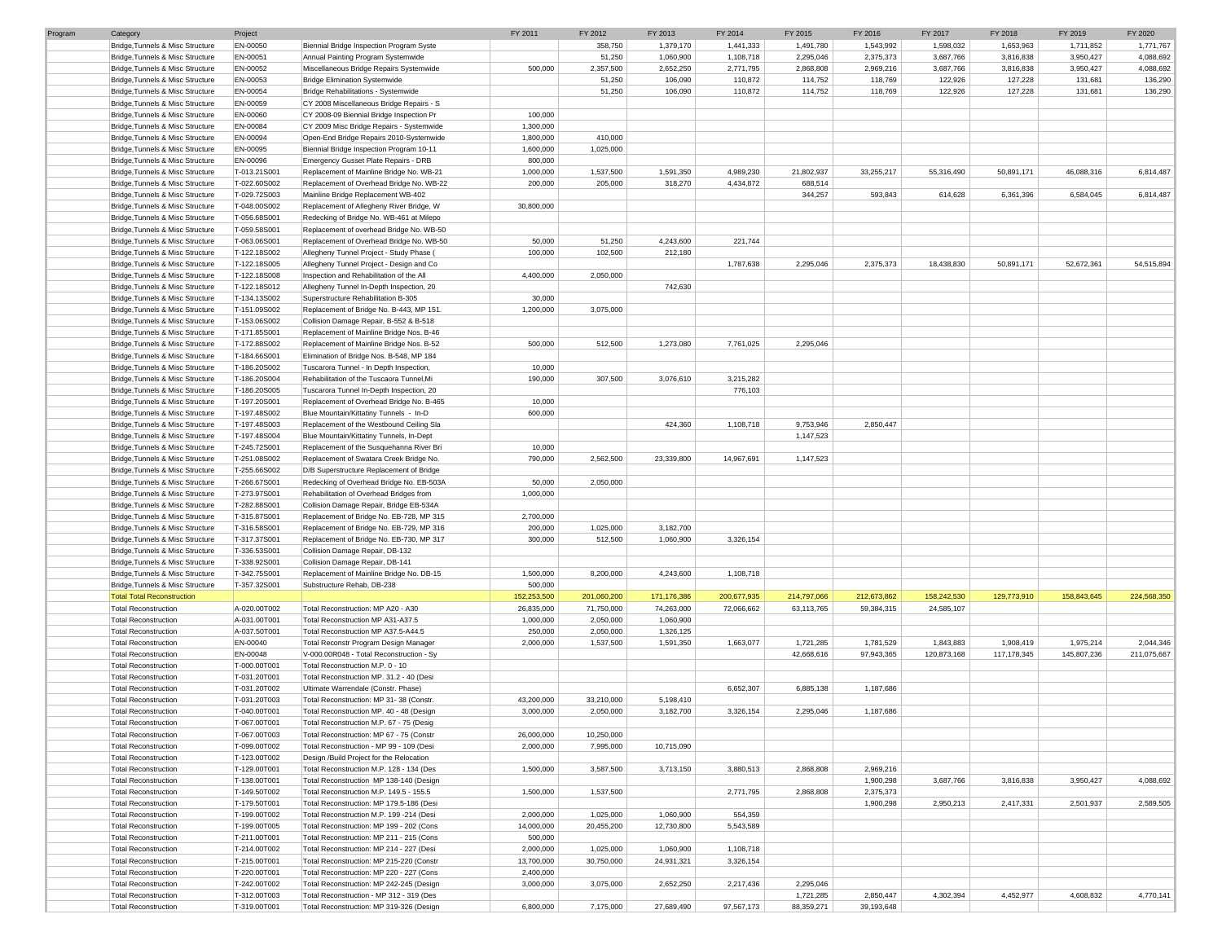| Program | Category | Project | | FY 2011 | FY 2012 | FY 2013 | FY 2014 | FY 2015 | FY 2016 | FY 2017 | FY 2018 | FY 2019 | FY 2020 |
|---|---|---|---|---|---|---|---|---|---|---|---|---|---|
| | Bridge,Tunnels & Misc Structure | EN-00050 | Biennial Bridge Inspection Program Syste | | 358,750 | 1,379,170 | 1,441,333 | 1,491,780 | 1,543,992 | 1,598,032 | 1,653,963 | 1,711,852 | 1,771,767 |
| | Bridge,Tunnels & Misc Structure | EN-00051 | Annual Painting Program Systemwide | | 51,250 | 1,060,900 | 1,108,718 | 2,295,046 | 2,375,373 | 3,687,766 | 3,816,838 | 3,950,427 | 4,088,692 |
| | Bridge,Tunnels & Misc Structure | EN-00052 | Miscellaneous Bridge Repairs Systemwide | 500,000 | 2,357,500 | 2,652,250 | 2,771,795 | 2,868,808 | 2,969,216 | 3,687,766 | 3,816,838 | 3,950,427 | 4,088,692 |
| | Bridge,Tunnels & Misc Structure | EN-00053 | Bridge Elimination Systemwide | | 51,250 | 106,090 | 110,872 | 114,752 | 118,769 | 122,926 | 127,228 | 131,681 | 136,290 |
| | Bridge,Tunnels & Misc Structure | EN-00054 | Bridge Rehabilitations - Systemwide | | 51,250 | 106,090 | 110,872 | 114,752 | 118,769 | 122,926 | 127,228 | 131,681 | 136,290 |
| | Bridge,Tunnels & Misc Structure | EN-00059 | CY 2008 Miscellaneous Bridge Repairs - S | | | | | | | | | | |
| | Bridge,Tunnels & Misc Structure | EN-00060 | CY 2008-09 Biennial Bridge Inspection Pr | 100,000 | | | | | | | | | |
| | Bridge,Tunnels & Misc Structure | EN-00084 | CY 2009 Misc Bridge Repairs - Systemwide | 1,300,000 | | | | | | | | | |
| | Bridge,Tunnels & Misc Structure | EN-00094 | Open-End Bridge Repairs 2010-Systemwide | 1,800,000 | 410,000 | | | | | | | | |
| | Bridge,Tunnels & Misc Structure | EN-00095 | Biennial Bridge Inspection Program 10-11 | 1,600,000 | 1,025,000 | | | | | | | | |
| | Bridge,Tunnels & Misc Structure | EN-00096 | Emergency Gusset Plate Repairs - DRB | 800,000 | | | | | | | | | |
| | Bridge,Tunnels & Misc Structure | T-013.21S001 | Replacement of Mainline Bridge No. WB-21 | 1,000,000 | 1,537,500 | 1,591,350 | 4,989,230 | 21,802,937 | 33,255,217 | 55,316,490 | 50,891,171 | 46,088,316 | 6,814,487 |
| | Bridge,Tunnels & Misc Structure | T-022.60S002 | Replacement of Overhead Bridge No. WB-22 | 200,000 | 205,000 | 318,270 | 4,434,872 | 688,514 | | | | | |
| | Bridge,Tunnels & Misc Structure | T-029.72S003 | Mainline Bridge Replacement WB-402 | | | | | 344,257 | 593,843 | 614,628 | 6,361,396 | 6,584,045 | 6,814,487 |
| | Bridge,Tunnels & Misc Structure | T-048.00S002 | Replacement of Allegheny River Bridge, W | 30,800,000 | | | | | | | | | |
| | Bridge,Tunnels & Misc Structure | T-056.68S001 | Redecking of Bridge No. WB-461 at Milepo | | | | | | | | | | |
| | Bridge,Tunnels & Misc Structure | T-059.58S001 | Replacement of overhead Bridge No. WB-50 | | | | | | | | | | |
| | Bridge,Tunnels & Misc Structure | T-063.06S001 | Replacement of Overhead Bridge No. WB-50 | 50,000 | 51,250 | 4,243,600 | 221,744 | | | | | | |
| | Bridge,Tunnels & Misc Structure | T-122.18S002 | Allegheny Tunnel Project - Study Phase ( | 100,000 | 102,500 | 212,180 | | | | | | | |
| | Bridge,Tunnels & Misc Structure | T-122.18S005 | Allegheny Tunnel Project - Design and Co | | | | 1,787,638 | 2,295,046 | 2,375,373 | 18,438,830 | 50,891,171 | 52,672,361 | 54,515,894 |
| | Bridge,Tunnels & Misc Structure | T-122.18S008 | Inspection and Rehabilitation of the All | 4,400,000 | 2,050,000 | | | | | | | | |
| | Bridge,Tunnels & Misc Structure | T-122.18S012 | Allegheny Tunnel In-Depth Inspection, 20 | | | 742,630 | | | | | | | |
| | Bridge,Tunnels & Misc Structure | T-134.13S002 | Superstructure Rehabilitation B-305 | 30,000 | | | | | | | | | |
| | Bridge,Tunnels & Misc Structure | T-151.09S002 | Replacement of Bridge No. B-443, MP 151. | 1,200,000 | 3,075,000 | | | | | | | | |
| | Bridge,Tunnels & Misc Structure | T-153.06S002 | Collision Damage Repair, B-552 & B-518 | | | | | | | | | | |
| | Bridge,Tunnels & Misc Structure | T-171.85S001 | Replacement of Mainline Bridge Nos. B-46 | | | | | | | | | | |
| | Bridge,Tunnels & Misc Structure | T-172.88S002 | Replacement of Mainline Bridge Nos. B-52 | 500,000 | 512,500 | 1,273,080 | 7,761,025 | 2,295,046 | | | | | |
| | Bridge,Tunnels & Misc Structure | T-184.66S001 | Elimination of Bridge Nos. B-548, MP 184 | | | | | | | | | | |
| | Bridge,Tunnels & Misc Structure | T-186.20S002 | Tuscarora Tunnel - In Depth Inspection, | 10,000 | | | | | | | | | |
| | Bridge,Tunnels & Misc Structure | T-186.20S004 | Rehabilitation of the Tuscaora Tunnel,Mi | 190,000 | 307,500 | 3,076,610 | 3,215,282 | | | | | | |
| | Bridge,Tunnels & Misc Structure | T-186.20S005 | Tuscarora Tunnel In-Depth Inspection, 20 | | | | 776,103 | | | | | | |
| | Bridge,Tunnels & Misc Structure | T-197.20S001 | Replacement of Overhead Bridge No. B-465 | 10,000 | | | | | | | | | |
| | Bridge,Tunnels & Misc Structure | T-197.48S002 | Blue Mountain/Kittatiny Tunnels - In-D | 600,000 | | | | | | | | | |
| | Bridge,Tunnels & Misc Structure | T-197.48S003 | Replacement of the Westbound Ceiling Sla | | | 424,360 | 1,108,718 | 9,753,946 | 2,850,447 | | | | |
| | Bridge,Tunnels & Misc Structure | T-197.48S004 | Blue Mountain/Kittatiny Tunnels, In-Dept | | | | | 1,147,523 | | | | | |
| | Bridge,Tunnels & Misc Structure | T-245.72S001 | Replacement of the Susquehanna River Bri | 10,000 | | | | | | | | | |
| | Bridge,Tunnels & Misc Structure | T-251.08S002 | Replacement of Swatara Creek Bridge No. | 790,000 | 2,562,500 | 23,339,800 | 14,967,691 | 1,147,523 | | | | | |
| | Bridge,Tunnels & Misc Structure | T-255.66S002 | D/B Superstructure Replacement of Bridge | | | | | | | | | | |
| | Bridge,Tunnels & Misc Structure | T-266.67S001 | Redecking of Overhead Bridge No. EB-503A | 50,000 | 2,050,000 | | | | | | | | |
| | Bridge,Tunnels & Misc Structure | T-273.97S001 | Rehabilitation of Overhead Bridges from | 1,000,000 | | | | | | | | | |
| | Bridge,Tunnels & Misc Structure | T-282.88S001 | Collision Damage Repair, Bridge EB-534A | | | | | | | | | | |
| | Bridge,Tunnels & Misc Structure | T-315.87S001 | Replacement of Bridge No. EB-728, MP 315 | 2,700,000 | | | | | | | | | |
| | Bridge,Tunnels & Misc Structure | T-316.58S001 | Replacement of Bridge No. EB-729, MP 316 | 200,000 | 1,025,000 | 3,182,700 | | | | | | | |
| | Bridge,Tunnels & Misc Structure | T-317.37S001 | Replacement of Bridge No. EB-730, MP 317 | 300,000 | 512,500 | 1,060,900 | 3,326,154 | | | | | | |
| | Bridge,Tunnels & Misc Structure | T-336.53S001 | Collision Damage Repair, DB-132 | | | | | | | | | | |
| | Bridge,Tunnels & Misc Structure | T-338.92S001 | Collision Damage Repair, DB-141 | | | | | | | | | | |
| | Bridge,Tunnels & Misc Structure | T-342.75S001 | Replacement of Mainline Bridge No. DB-15 | 1,500,000 | 8,200,000 | 4,243,600 | 1,108,718 | | | | | | |
| | Bridge,Tunnels & Misc Structure | T-357.32S001 | Substructure Rehab, DB-238 | 500,000 | | | | | | | | | |
| | Total Total Reconstruction | | | 152,253,500 | 201,060,200 | 171,176,386 | 200,677,935 | 214,797,066 | 212,673,862 | 158,242,530 | 129,773,910 | 158,843,645 | 224,568,350 |
| | Total Reconstruction | A-020.00T002 | Total Reconstruction: MP A20 - A30 | 26,835,000 | 71,750,000 | 74,263,000 | 72,066,662 | 63,113,765 | 59,384,315 | 24,585,107 | | | |
| | Total Reconstruction | A-031.00T001 | Total Reconstruction MP A31-A37.5 | 1,000,000 | 2,050,000 | 1,060,900 | | | | | | | |
| | Total Reconstruction | A-037.50T001 | Total Reconstruction MP A37.5-A44.5 | 250,000 | 2,050,000 | 1,326,125 | | | | | | | |
| | Total Reconstruction | EN-00040 | Total Reconstr Program Design Manager | 2,000,000 | 1,537,500 | 1,591,350 | 1,663,077 | 1,721,285 | 1,781,529 | 1,843,883 | 1,908,419 | 1,975,214 | 2,044,346 |
| | Total Reconstruction | EN-00048 | V-000.00R048 - Total Reconstruction - Sy | | | | | 42,668,616 | 97,943,365 | 120,873,168 | 117,178,345 | 145,807,236 | 211,075,667 |
| | Total Reconstruction | T-000.00T001 | Total Reconstruction M.P. 0 - 10 | | | | | | | | | | |
| | Total Reconstruction | T-031.20T001 | Total Reconstruction MP. 31.2 - 40 (Desi | | | | | | | | | | |
| | Total Reconstruction | T-031.20T002 | Ultimate Warrendale (Constr. Phase) | | | | 6,652,307 | 6,885,138 | 1,187,686 | | | | |
| | Total Reconstruction | T-031.20T003 | Total Reconstruction: MP 31- 38 (Constr. | 43,200,000 | 33,210,000 | 5,198,410 | | | | | | | |
| | Total Reconstruction | T-040.00T001 | Total Reconstruction MP. 40 - 48 (Design | 3,000,000 | 2,050,000 | 3,182,700 | 3,326,154 | 2,295,046 | 1,187,686 | | | | |
| | Total Reconstruction | T-067.00T001 | Total Reconstruction M.P. 67 - 75 (Desig | | | | | | | | | | |
| | Total Reconstruction | T-067.00T003 | Total Reconstruction: MP 67 - 75 (Constr | 26,000,000 | 10,250,000 | | | | | | | | |
| | Total Reconstruction | T-099.00T002 | Total Reconstruction - MP 99 - 109 (Desi | 2,000,000 | 7,995,000 | 10,715,090 | | | | | | | |
| | Total Reconstruction | T-123.00T002 | Design /Build Project for the Relocation | | | | | | | | | | |
| | Total Reconstruction | T-129.00T001 | Total Reconstruction M.P. 128 - 134 (Des | 1,500,000 | 3,587,500 | 3,713,150 | 3,880,513 | 2,868,808 | 2,969,216 | | | | |
| | Total Reconstruction | T-138.00T001 | Total Reconstruction MP 138-140 (Design | | | | | | 1,900,298 | 3,687,766 | 3,816,838 | 3,950,427 | 4,088,692 |
| | Total Reconstruction | T-149.50T002 | Total Reconstruction M.P. 149.5 - 155.5 | 1,500,000 | 1,537,500 | | 2,771,795 | 2,868,808 | 2,375,373 | | | | |
| | Total Reconstruction | T-179.50T001 | Total Reconstruction: MP 179.5-186 (Desi | | | | | | 1,900,298 | 2,950,213 | 2,417,331 | 2,501,937 | 2,589,505 |
| | Total Reconstruction | T-199.00T002 | Total Reconstruction M.P. 199 -214 (Desi | 2,000,000 | 1,025,000 | 1,060,900 | 554,359 | | | | | | |
| | Total Reconstruction | T-199.00T005 | Total Reconstruction: MP 199 - 202 (Cons | 14,000,000 | 20,455,200 | 12,730,800 | 5,543,589 | | | | | | |
| | Total Reconstruction | T-211.00T001 | Total Reconstruction: MP 211 - 215 (Cons | 500,000 | | | | | | | | | |
| | Total Reconstruction | T-214.00T002 | Total Reconstruction: MP 214 - 227 (Desi | 2,000,000 | 1,025,000 | 1,060,900 | 1,108,718 | | | | | | |
| | Total Reconstruction | T-215.00T001 | Total Reconstruction: MP 215-220 (Constr | 13,700,000 | 30,750,000 | 24,931,321 | 3,326,154 | | | | | | |
| | Total Reconstruction | T-220.00T001 | Total Reconstruction: MP 220 - 227 (Cons | 2,400,000 | | | | | | | | | |
| | Total Reconstruction | T-242.00T002 | Total Reconstruction: MP 242-245 (Design | 3,000,000 | 3,075,000 | 2,652,250 | 2,217,436 | 2,295,046 | | | | | |
| | Total Reconstruction | T-312.00T003 | Total Reconstruction - MP 312 - 319 (Des | | | | | 1,721,285 | 2,850,447 | 4,302,394 | 4,452,977 | 4,608,832 | 4,770,141 |
| | Total Reconstruction | T-319.00T001 | Total Reconstruction: MP 319-326 (Design | 6,800,000 | 7,175,000 | 27,689,490 | 97,567,173 | 88,359,271 | 39,193,648 | | | | |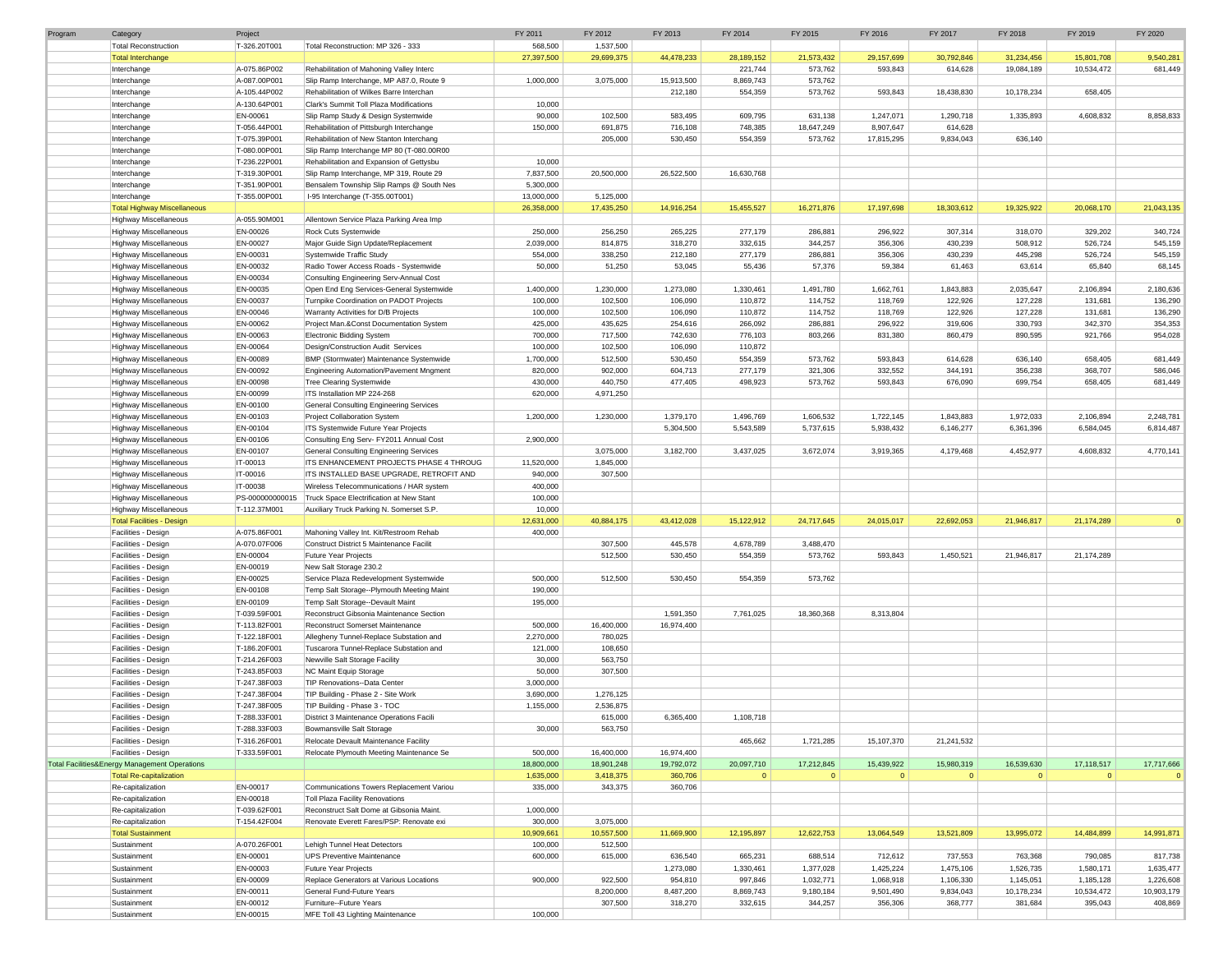| Program | Category | Project | | FY 2011 | FY 2012 | FY 2013 | FY 2014 | FY 2015 | FY 2016 | FY 2017 | FY 2018 | FY 2019 | FY 2020 |
|---|---|---|---|---|---|---|---|---|---|---|---|---|---|
| | Total Reconstruction | T-326.20T001 | Total Reconstruction: MP 326 - 333 | 568,500 | 1,537,500 | | | | | | | | |
| | Total Interchange | | | 27,397,500 | 29,699,375 | 44,478,233 | 28,189,152 | 21,573,432 | 29,157,699 | 30,792,846 | 31,234,456 | 15,801,708 | 9,540,281 |
| | Interchange | A-075.86P002 | Rehabilitation of Mahoning Valley Interc | | | | 221,744 | 573,762 | 593,843 | 614,628 | 19,084,189 | 10,534,472 | 681,449 |
| | Interchange | A-087.00P001 | Slip Ramp Interchange, MP A87.0, Route 9 | 1,000,000 | 3,075,000 | 15,913,500 | 8,869,743 | 573,762 | | | | | |
| | Interchange | A-105.44P002 | Rehabilitation of Wilkes Barre Interchan | | | 212,180 | 554,359 | 573,762 | 593,843 | 18,438,830 | 10,178,234 | 658,405 | |
| | Interchange | A-130.64P001 | Clark's Summit Toll Plaza Modifications | 10,000 | | | | | | | | | |
| | Interchange | EN-00061 | Slip Ramp Study & Design Systemwide | 90,000 | 102,500 | 583,495 | 609,795 | 631,138 | 1,247,071 | 1,290,718 | 1,335,893 | 4,608,832 | 8,858,833 |
| | Interchange | T-056.44P001 | Rehabilitation of Pittsburgh Interchange | 150,000 | 691,875 | 716,108 | 748,385 | 18,647,249 | 8,907,647 | 614,628 | | | |
| | Interchange | T-075.39P001 | Rehabilitation of New Stanton Interchang | | 205,000 | 530,450 | 554,359 | 573,762 | 17,815,295 | 9,834,043 | 636,140 | | |
| | Interchange | T-080.00P001 | Slip Ramp Interchange MP 80 (T-080.00R00 | | | | | | | | | | |
| | Interchange | T-236.22P001 | Rehabilitation and Expansion of Gettysbu | 10,000 | | | | | | | | | |
| | Interchange | T-319.30P001 | Slip Ramp Interchange, MP 319, Route 29 | 7,837,500 | 20,500,000 | 26,522,500 | 16,630,768 | | | | | | |
| | Interchange | T-351.90P001 | Bensalem Township Slip Ramps @ South Nes | 5,300,000 | | | | | | | | | |
| | Interchange | T-355.00P001 | I-95 Interchange (T-355.00T001) | 13,000,000 | 5,125,000 | | | | | | | | |
| | Total Highway Miscellaneous | | | 26,358,000 | 17,435,250 | 14,916,254 | 15,455,527 | 16,271,876 | 17,197,698 | 18,303,612 | 19,325,922 | 20,068,170 | 21,043,135 |
| | Highway Miscellaneous | A-055.90M001 | Allentown Service Plaza Parking Area Imp | | | | | | | | | | |
| | Highway Miscellaneous | EN-00026 | Rock Cuts Systemwide | 250,000 | 256,250 | 265,225 | 277,179 | 286,881 | 296,922 | 307,314 | 318,070 | 329,202 | 340,724 |
| | Highway Miscellaneous | EN-00027 | Major Guide Sign Update/Replacement | 2,039,000 | 814,875 | 318,270 | 332,615 | 344,257 | 356,306 | 430,239 | 508,912 | 526,724 | 545,159 |
| | Highway Miscellaneous | EN-00031 | Systemwide Traffic Study | 554,000 | 338,250 | 212,180 | 277,179 | 286,881 | 356,306 | 430,239 | 445,298 | 526,724 | 545,159 |
| | Highway Miscellaneous | EN-00032 | Radio Tower Access Roads - Systemwide | 50,000 | 51,250 | 53,045 | 55,436 | 57,376 | 59,384 | 61,463 | 63,614 | 65,840 | 68,145 |
| | Highway Miscellaneous | EN-00034 | Consulting Engineering Serv-Annual Cost | | | | | | | | | | |
| | Highway Miscellaneous | EN-00035 | Open End Eng Services-General Systemwide | 1,400,000 | 1,230,000 | 1,273,080 | 1,330,461 | 1,491,780 | 1,662,761 | 1,843,883 | 2,035,647 | 2,106,894 | 2,180,636 |
| | Highway Miscellaneous | EN-00037 | Turnpike Coordination on PADOT Projects | 100,000 | 102,500 | 106,090 | 110,872 | 114,752 | 118,769 | 122,926 | 127,228 | 131,681 | 136,290 |
| | Highway Miscellaneous | EN-00046 | Warranty Activities for D/B Projects | 100,000 | 102,500 | 106,090 | 110,872 | 114,752 | 118,769 | 122,926 | 127,228 | 131,681 | 136,290 |
| | Highway Miscellaneous | EN-00062 | Project Man.&Const Documentation System | 425,000 | 435,625 | 254,616 | 266,092 | 286,881 | 296,922 | 319,606 | 330,793 | 342,370 | 354,353 |
| | Highway Miscellaneous | EN-00063 | Electronic Bidding System | 700,000 | 717,500 | 742,630 | 776,103 | 803,266 | 831,380 | 860,479 | 890,595 | 921,766 | 954,028 |
| | Highway Miscellaneous | EN-00064 | Design/Construction Audit Services | 100,000 | 102,500 | 106,090 | 110,872 | | | | | | |
| | Highway Miscellaneous | EN-00089 | BMP (Stormwater) Maintenance Systemwide | 1,700,000 | 512,500 | 530,450 | 554,359 | 573,762 | 593,843 | 614,628 | 636,140 | 658,405 | 681,449 |
| | Highway Miscellaneous | EN-00092 | Engineering Automation/Pavement Mngment | 820,000 | 902,000 | 604,713 | 277,179 | 321,306 | 332,552 | 344,191 | 356,238 | 368,707 | 586,046 |
| | Highway Miscellaneous | EN-00098 | Tree Clearing Systemwide | 430,000 | 440,750 | 477,405 | 498,923 | 573,762 | 593,843 | 676,090 | 699,754 | 658,405 | 681,449 |
| | Highway Miscellaneous | EN-00099 | ITS Installation MP 224-268 | 620,000 | 4,971,250 | | | | | | | | |
| | Highway Miscellaneous | EN-00100 | General Consulting Engineering Services | | | | | | | | | | |
| | Highway Miscellaneous | EN-00103 | Project Collaboration System | 1,200,000 | 1,230,000 | 1,379,170 | 1,496,769 | 1,606,532 | 1,722,145 | 1,843,883 | 1,972,033 | 2,106,894 | 2,248,781 |
| | Highway Miscellaneous | EN-00104 | ITS Systemwide Future Year Projects | | | 5,304,500 | 5,543,589 | 5,737,615 | 5,938,432 | 6,146,277 | 6,361,396 | 6,584,045 | 6,814,487 |
| | Highway Miscellaneous | EN-00106 | Consulting Eng Serv- FY2011 Annual Cost | 2,900,000 | | | | | | | | | |
| | Highway Miscellaneous | EN-00107 | General Consulting Engineering Services | | 3,075,000 | 3,182,700 | 3,437,025 | 3,672,074 | 3,919,365 | 4,179,468 | 4,452,977 | 4,608,832 | 4,770,141 |
| | Highway Miscellaneous | IT-00013 | ITS ENHANCEMENT PROJECTS PHASE 4 THROUG | 11,520,000 | 1,845,000 | | | | | | | | |
| | Highway Miscellaneous | IT-00016 | ITS INSTALLED BASE UPGRADE, RETROFIT AND | 940,000 | 307,500 | | | | | | | | |
| | Highway Miscellaneous | IT-00038 | Wireless Telecommunications / HAR system | 400,000 | | | | | | | | | |
| | Highway Miscellaneous | PS-000000000015 | Truck Space Electrification at New Stant | 100,000 | | | | | | | | | |
| | Highway Miscellaneous | T-112.37M001 | Auxiliary Truck Parking N. Somerset S.P. | 10,000 | | | | | | | | | |
| | Total Facilities - Design | | | 12,631,000 | 40,884,175 | 43,412,028 | 15,122,912 | 24,717,645 | 24,015,017 | 22,692,053 | 21,946,817 | 21,174,289 | 0 |
| | Facilities - Design | A-075.86F001 | Mahoning Valley Int. Kit/Restroom Rehab | 400,000 | | | | | | | | | |
| | Facilities - Design | A-070.07F006 | Construct District 5 Maintenance Facilit | | 307,500 | 445,578 | 4,678,789 | 3,488,470 | | | | | |
| | Facilities - Design | EN-00004 | Future Year Projects | | 512,500 | 530,450 | 554,359 | 573,762 | 593,843 | 1,450,521 | 21,946,817 | 21,174,289 | |
| | Facilities - Design | EN-00019 | New Salt Storage 230.2 | | | | | | | | | | |
| | Facilities - Design | EN-00025 | Service Plaza Redevelopment Systemwide | 500,000 | 512,500 | 530,450 | 554,359 | 573,762 | | | | | |
| | Facilities - Design | EN-00108 | Temp Salt Storage--Plymouth Meeting Maint | 190,000 | | | | | | | | | |
| | Facilities - Design | EN-00109 | Temp Salt Storage--Devault Maint | 195,000 | | | | | | | | | |
| | Facilities - Design | T-039.59F001 | Reconstruct Gibsonia Maintenance Section | | | 1,591,350 | 7,761,025 | 18,360,368 | 8,313,804 | | | | |
| | Facilities - Design | T-113.82F001 | Reconstruct Somerset Maintenance | 500,000 | 16,400,000 | 16,974,400 | | | | | | | |
| | Facilities - Design | T-122.18F001 | Allegheny Tunnel-Replace Substation and | 2,270,000 | 780,025 | | | | | | | | |
| | Facilities - Design | T-186.20F001 | Tuscarora Tunnel-Replace Substation and | 121,000 | 108,650 | | | | | | | | |
| | Facilities - Design | T-214.26F003 | Newville Salt Storage Facility | 30,000 | 563,750 | | | | | | | | |
| | Facilities - Design | T-243.85F003 | NC Maint Equip Storage | 50,000 | 307,500 | | | | | | | | |
| | Facilities - Design | T-247.38F003 | TIP Renovations--Data Center | 3,000,000 | | | | | | | | | |
| | Facilities - Design | T-247.38F004 | TIP Building - Phase 2 - Site Work | 3,690,000 | 1,276,125 | | | | | | | | |
| | Facilities - Design | T-247.38F005 | TIP Building - Phase 3 - TOC | 1,155,000 | 2,536,875 | | | | | | | | |
| | Facilities - Design | T-288.33F001 | District 3 Maintenance Operations Facili | | 615,000 | 6,365,400 | 1,108,718 | | | | | | |
| | Facilities - Design | T-288.33F003 | Bowmansville Salt Storage | 30,000 | 563,750 | | | | | | | | |
| | Facilities - Design | T-316.26F001 | Relocate Devault Maintenance Facility | | | | 465,662 | 1,721,285 | 15,107,370 | 21,241,532 | | | |
| | Facilities - Design | T-333.59F001 | Relocate Plymouth Meeting Maintenance Se | 500,000 | 16,400,000 | 16,974,400 | | | | | | | |
| Total Facilities&Energy Management Operations | | | | 18,800,000 | 18,901,248 | 19,792,072 | 20,097,710 | 17,212,845 | 15,439,922 | 15,980,319 | 16,539,630 | 17,118,517 | 17,717,666 |
| | Total Re-capitalization | | | 1,635,000 | 3,418,375 | 360,706 | 0 | 0 | 0 | 0 | 0 | 0 | 0 |
| | Re-capitalization | EN-00017 | Communications Towers Replacement Variou | 335,000 | 343,375 | 360,706 | | | | | | | |
| | Re-capitalization | EN-00018 | Toll Plaza Facility Renovations | | | | | | | | | | |
| | Re-capitalization | T-039.62F001 | Reconstruct Salt Dome at Gibsonia Maint. | 1,000,000 | | | | | | | | | |
| | Re-capitalization | T-154.42F004 | Renovate Everett Fares/PSP: Renovate exi | 300,000 | 3,075,000 | | | | | | | | |
| | Total Sustainment | | | 10,909,661 | 10,557,500 | 11,669,900 | 12,195,897 | 12,622,753 | 13,064,549 | 13,521,809 | 13,995,072 | 14,484,899 | 14,991,871 |
| | Sustainment | A-070.26F001 | Lehigh Tunnel Heat Detectors | 100,000 | 512,500 | | | | | | | | |
| | Sustainment | EN-00001 | UPS Preventive Maintenance | 600,000 | 615,000 | 636,540 | 665,231 | 688,514 | 712,612 | 737,553 | 763,368 | 790,085 | 817,738 |
| | Sustainment | EN-00003 | Future Year Projects | | | 1,273,080 | 1,330,461 | 1,377,028 | 1,425,224 | 1,475,106 | 1,526,735 | 1,580,171 | 1,635,477 |
| | Sustainment | EN-00009 | Replace Generators at Various Locations | 900,000 | 922,500 | 954,810 | 997,846 | 1,032,771 | 1,068,918 | 1,106,330 | 1,145,051 | 1,185,128 | 1,226,608 |
| | Sustainment | EN-00011 | General Fund-Future Years | | 8,200,000 | 8,487,200 | 8,869,743 | 9,180,184 | 9,501,490 | 9,834,043 | 10,178,234 | 10,534,472 | 10,903,179 |
| | Sustainment | EN-00012 | Furniture--Future Years | | 307,500 | 318,270 | 332,615 | 344,257 | 356,306 | 368,777 | 381,684 | 395,043 | 408,869 |
| | Sustainment | EN-00015 | MFE Toll 43 Lighting Maintenance | 100,000 | | | | | | | | | |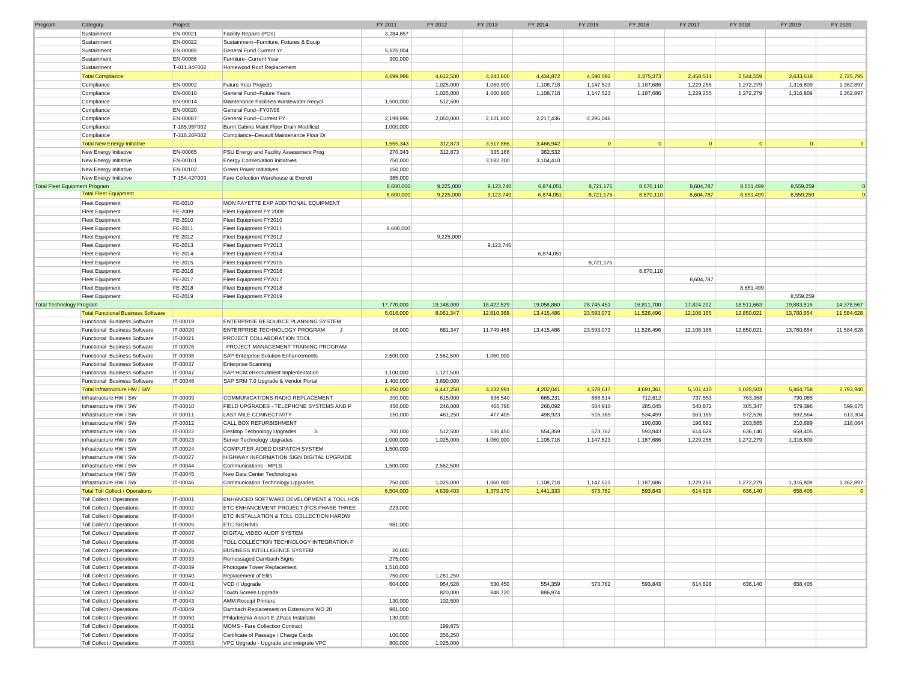| Program | Category | Project | | FY 2011 | FY 2012 | FY 2013 | FY 2014 | FY 2015 | FY 2016 | FY 2017 | FY 2018 | FY 2019 | FY 2020 |
|---|---|---|---|---|---|---|---|---|---|---|---|---|---|
| | Sustainment | EN-00021 | Facility Repairs (POs) | 3,284,657 | | | | | | | | | |
| | Sustainment | EN-00022 | Sustainment--Furniture, Fixtures & Equip | | | | | | | | | | |
| | Sustainment | EN-00085 | General Fund Current Yr | 5,625,004 | | | | | | | | | |
| | Sustainment | EN-00086 | Furniture--Current Year | 300,000 | | | | | | | | | |
| | Sustainment | T-011.84F002 | Homewood Roof Replacement | | | | | | | | | | |
| | Total Compliance | | | 4,699,996 | 4,612,500 | 4,243,600 | 4,434,872 | 4,590,092 | 2,375,373 | 2,458,511 | 2,544,559 | 2,633,618 | 2,725,795 |
| | Compliance | EN-00002 | Future Year Projects | | 1,025,000 | 1,060,900 | 1,108,718 | 1,147,523 | 1,187,686 | 1,229,255 | 1,272,279 | 1,316,809 | 1,362,897 |
| | Compliance | EN-00010 | General Fund--Future Years | | 1,025,000 | 1,060,900 | 1,108,718 | 1,147,523 | 1,187,686 | 1,229,255 | 1,272,279 | 1,316,809 | 1,362,897 |
| | Compliance | EN-00014 | Maintenance Facilities Wastewater Recycl | 1,500,000 | 512,500 | | | | | | | | |
| | Compliance | EN-00020 | General Fund--FY07/08 | | | | | | | | | | |
| | Compliance | EN-00087 | General Fund--Current FY | 2,199,996 | 2,050,000 | 2,121,800 | 2,217,436 | 2,295,046 | | | | | |
| | Compliance | T-185.95F002 | Burnt Cabins Maint Floor Drain Modificat | 1,000,000 | | | | | | | | | |
| | Compliance | T-316.26F002 | Compliance--Devault Maintenance Floor Dr | | | | | | | | | | |
| | Total New Energy Initiative | | | 1,555,343 | 312,873 | 3,517,866 | 3,466,942 | 0 | 0 | 0 | 0 | 0 | 0 |
| | New Energy Initiative | EN-00065 | PSU Energy and Facility Assessment Prog | 270,343 | 312,873 | 335,166 | 362,532 | | | | | | |
| | New Energy Initiative | EN-00101 | Energy Conservation Initiatives | 750,000 | | 3,182,700 | 3,104,410 | | | | | | |
| | New Energy Initiative | EN-00102 | Green Power Initiatives | 150,000 | | | | | | | | | |
| | New Energy Initiative | T-154.42F003 | Fare Collection Warehouse at Everett | 385,000 | | | | | | | | | |
| Total Fleet Equipment Program | | | | 8,600,000 | 9,225,000 | 9,123,740 | 6,874,051 | 8,721,175 | 8,670,110 | 8,604,787 | 8,651,499 | 8,559,259 | 0 |
| | Total Fleet Equipment | | | 8,600,000 | 9,225,000 | 9,123,740 | 6,874,051 | 8,721,175 | 8,670,110 | 8,604,787 | 8,651,499 | 8,559,259 | 0 |
| | Fleet Equipment | FE-0010 | MON FAYETTE EXP ADDITIONAL EQUIPMENT | | | | | | | | | | |
| | Fleet Equipment | FE-2009 | Fleet Equipment FY 2009 | | | | | | | | | | |
| | Fleet Equipment | FE-2010 | Fleet Equipment FY2010 | | | | | | | | | | |
| | Fleet Equipment | FE-2011 | Fleet Equipment FY2011 | 8,600,000 | | | | | | | | | |
| | Fleet Equipment | FE-2012 | Fleet Equipment FY2012 | | 9,225,000 | | | | | | | | |
| | Fleet Equipment | FE-2013 | Fleet Equipment FY2013 | | | 9,123,740 | | | | | | | |
| | Fleet Equipment | FE-2014 | Fleet Equipment FY2014 | | | | 6,874,051 | | | | | | |
| | Fleet Equipment | FE-2015 | Fleet Equipment FY2015 | | | | | 8,721,175 | | | | | |
| | Fleet Equipment | FE-2016 | Fleet Equipment FY2016 | | | | | | 8,670,110 | | | | |
| | Fleet Equipment | FE-2017 | Fleet Equipment FY2017 | | | | | | | 8,604,787 | | | |
| | Fleet Equipment | FE-2018 | Fleet Equipment FY2018 | | | | | | | | 8,651,499 | | |
| | Fleet Equipment | FE-2019 | Fleet Equipment FY2019 | | | | | | | | | 8,559,259 | |
| Total Technology Program | | | | 17,770,000 | 19,148,000 | 18,422,529 | 19,058,860 | 28,745,451 | 16,811,700 | 17,824,202 | 18,511,663 | 19,883,816 | 14,378,567 |
| | Total Functional Business Software | | | 5,016,000 | 8,061,347 | 12,810,368 | 13,415,486 | 23,593,073 | 11,526,496 | 12,108,165 | 12,850,021 | 13,760,654 | 11,584,628 |
| | Functional Business Software | IT-00019 | ENTERPRISE RESOURCE PLANNING SYSTEM | | | | | | | | | | |
| | Functional Business Software | IT-00020 | ENTERPRISE TECHNOLOGY PROGRAM J | 16,000 | 681,347 | 11,749,468 | 13,415,486 | 23,593,073 | 11,526,496 | 12,108,165 | 12,850,021 | 13,760,654 | 11,584,628 |
| | Functional Business Software | IT-00021 | PROJECT COLLABORATION TOOL | | | | | | | | | | |
| | Functional Business Software | IT-00026 | PROJECT MANAGEMENT TRAINING PROGRAM | | | | | | | | | | |
| | Functional Business Software | IT-00036 | SAP Enterprise Solution-Enhancements | 2,500,000 | 2,562,500 | 1,060,900 | | | | | | | |
| | Functional Business Software | IT-00037 | Enterprise Scanning | | | | | | | | | | |
| | Functional Business Software | IT-00047 | SAP HCM eRecruitment Implementation | 1,100,000 | 1,127,500 | | | | | | | | |
| | Functional Business Software | IT-00048 | SAP SRM 7.0 Upgrade & Vendor Portal | 1,400,000 | 3,690,000 | | | | | | | | |
| | Total Infrastructure HW / SW | | | 6,250,000 | 6,447,250 | 4,232,991 | 4,202,041 | 4,578,617 | 4,691,361 | 5,101,410 | 5,025,503 | 5,464,758 | 2,793,940 |
| | Infrastructure HW / SW | IT-00009 | COMMUNICATIONS RADIO REPLACEMENT | 200,000 | 615,000 | 636,540 | 665,231 | 688,514 | 712,612 | 737,553 | 763,368 | 790,085 | |
| | Infrastructure HW / SW | IT-00010 | FIELD UPGRADES - TELEPHONE SYSTEMS AND P | 450,000 | 246,000 | 466,796 | 266,092 | 504,910 | 285,045 | 540,872 | 305,347 | 579,396 | 599,675 |
| | Infrastructure HW / SW | IT-00011 | LAST MILE CONNECTIVITY | 150,000 | 461,250 | 477,405 | 498,923 | 516,385 | 534,459 | 553,165 | 572,526 | 592,564 | 613,304 |
| | Infrastructure HW / SW | IT-00012 | CALL BOX REFURBISHMENT | | | | | | 190,030 | 196,681 | 203,565 | 210,689 | 218,064 |
| | Infrastructure HW / SW | IT-00022 | Desktop Technology Upgrades S | 700,000 | 512,500 | 530,450 | 554,359 | 573,762 | 593,843 | 614,628 | 636,140 | 658,405 | |
| | Infrastructure HW / SW | IT-00023 | Server Technology Upgrades | 1,000,000 | 1,025,000 | 1,060,900 | 1,108,718 | 1,147,523 | 1,187,686 | 1,229,255 | 1,272,279 | 1,316,809 | |
| | Infrastructure HW / SW | IT-00024 | COMPUTER AIDED DISPATCH SYSTEM | 1,500,000 | | | | | | | | | |
| | Infrastructure HW / SW | IT-00027 | HIGHWAY INFORMATION SIGN DIGITAL UPGRADE | | | | | | | | | | |
| | Infrastructure HW / SW | IT-00044 | Communications - MPLS | 1,500,000 | 2,562,500 | | | | | | | | |
| | Infrastructure HW / SW | IT-00045 | New Data Center Technologies | | | | | | | | | | |
| | Infrastructure HW / SW | IT-00046 | Communication Technology Upgrades | 750,000 | 1,025,000 | 1,060,900 | 1,108,718 | 1,147,523 | 1,187,686 | 1,229,255 | 1,272,279 | 1,316,809 | 1,362,897 |
| | Total Toll Collect / Operations | | | 6,504,000 | 4,639,403 | 1,379,170 | 1,441,333 | 573,762 | 593,843 | 614,628 | 636,140 | 658,405 | 0 |
| | Toll Collect / Operations | IT-00001 | ENHANCED SOFTWARE DEVELOPMENT & TOLL HOS | | | | | | | | | | |
| | Toll Collect / Operations | IT-00002 | ETC ENHANCEMENT PROJECT (FCS PHASE THREE | 223,000 | | | | | | | | | |
| | Toll Collect / Operations | IT-00004 | ETC INSTALLATION & TOLL COLLECTION HARDW | | | | | | | | | | |
| | Toll Collect / Operations | IT-00005 | ETC SIGNING | 981,000 | | | | | | | | | |
| | Toll Collect / Operations | IT-00007 | DIGITAL VIDEO AUDIT SYSTEM | | | | | | | | | | |
| | Toll Collect / Operations | IT-00008 | TOLL COLLECTION TECHNOLOGY INTEGRATION F | | | | | | | | | | |
| | Toll Collect / Operations | IT-00025 | BUSINESS INTELLIGENCE SYSTEM | 20,000 | | | | | | | | | |
| | Toll Collect / Operations | IT-00033 | Remessaged Dambach Signs | 275,000 | | | | | | | | | |
| | Toll Collect / Operations | IT-00039 | Photogate Tower Replacement | 1,510,000 | | | | | | | | | |
| | Toll Collect / Operations | IT-00040 | Replacement of Elits | 750,000 | 1,281,250 | | | | | | | | |
| | Toll Collect / Operations | IT-00041 | VCD II Upgrade | 604,000 | 954,528 | 530,450 | 554,359 | 573,762 | 593,843 | 614,628 | 636,140 | 658,405 | |
| | Toll Collect / Operations | IT-00042 | Touch Screen Upgrade | | 820,000 | 848,720 | 886,974 | | | | | | |
| | Toll Collect / Operations | IT-00043 | AMM Receipt Printers | 130,000 | 102,500 | | | | | | | | |
| | Toll Collect / Operations | IT-00049 | Dambach Replacement on Extensions WO 20 | 981,000 | | | | | | | | | |
| | Toll Collect / Operations | IT-00050 | Philadelphia Airport E-ZPass Installatio | 130,000 | | | | | | | | | |
| | Toll Collect / Operations | IT-00051 | MOMS - Fare Collection Contract | | 199,875 | | | | | | | | |
| | Toll Collect / Operations | IT-00052 | Certificate of Passage / Charge Cards | 100,000 | 256,250 | | | | | | | | |
| | Toll Collect / Operations | IT-00053 | VPC Upgrade - Upgrade and integrate VPC | 800,000 | 1,025,000 | | | | | | | | |